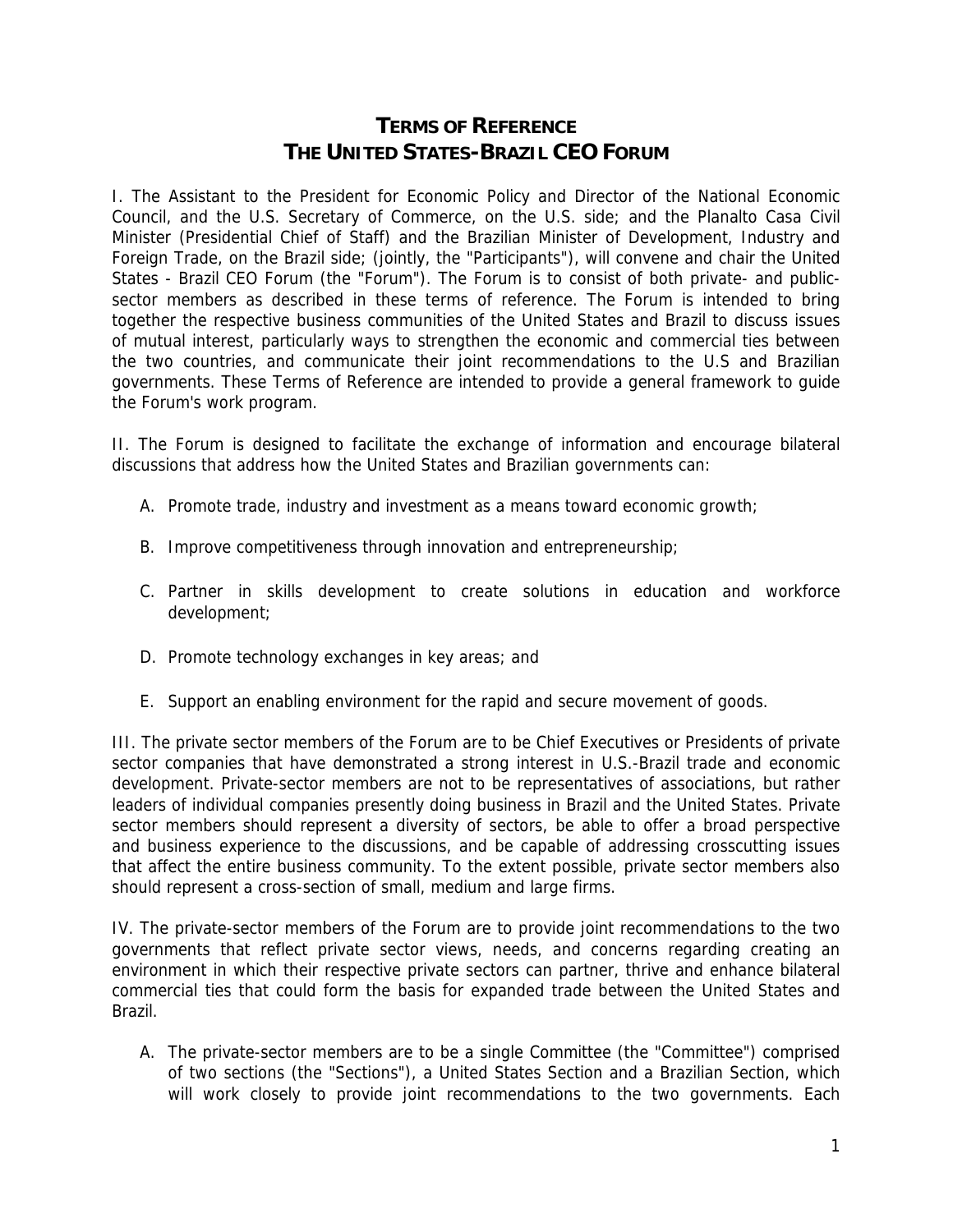# TERMS OF REFERENCE
# THE UNITED STATES-BRAZIL CEO FORUM

I. The Assistant to the President for Economic Policy and Director of the National Economic Council, and the U.S. Secretary of Commerce, on the U.S. side; and the Planalto Casa Civil Minister (Presidential Chief of Staff) and the Brazilian Minister of Development, Industry and Foreign Trade, on the Brazil side; (jointly, the "Participants"), will convene and chair the United States - Brazil CEO Forum (the "Forum"). The Forum is to consist of both private- and public-sector members as described in these terms of reference. The Forum is intended to bring together the respective business communities of the United States and Brazil to discuss issues of mutual interest, particularly ways to strengthen the economic and commercial ties between the two countries, and communicate their joint recommendations to the U.S and Brazilian governments. These Terms of Reference are intended to provide a general framework to guide the Forum's work program.

II. The Forum is designed to facilitate the exchange of information and encourage bilateral discussions that address how the United States and Brazilian governments can:

A. Promote trade, industry and investment as a means toward economic growth;

B. Improve competitiveness through innovation and entrepreneurship;

C. Partner in skills development to create solutions in education and workforce development;

D. Promote technology exchanges in key areas; and

E. Support an enabling environment for the rapid and secure movement of goods.

III. The private sector members of the Forum are to be Chief Executives or Presidents of private sector companies that have demonstrated a strong interest in U.S.-Brazil trade and economic development. Private-sector members are not to be representatives of associations, but rather leaders of individual companies presently doing business in Brazil and the United States. Private sector members should represent a diversity of sectors, be able to offer a broad perspective and business experience to the discussions, and be capable of addressing crosscutting issues that affect the entire business community. To the extent possible, private sector members also should represent a cross-section of small, medium and large firms.

IV. The private-sector members of the Forum are to provide joint recommendations to the two governments that reflect private sector views, needs, and concerns regarding creating an environment in which their respective private sectors can partner, thrive and enhance bilateral commercial ties that could form the basis for expanded trade between the United States and Brazil.

A. The private-sector members are to be a single Committee (the "Committee") comprised of two sections (the "Sections"), a United States Section and a Brazilian Section, which will work closely to provide joint recommendations to the two governments. Each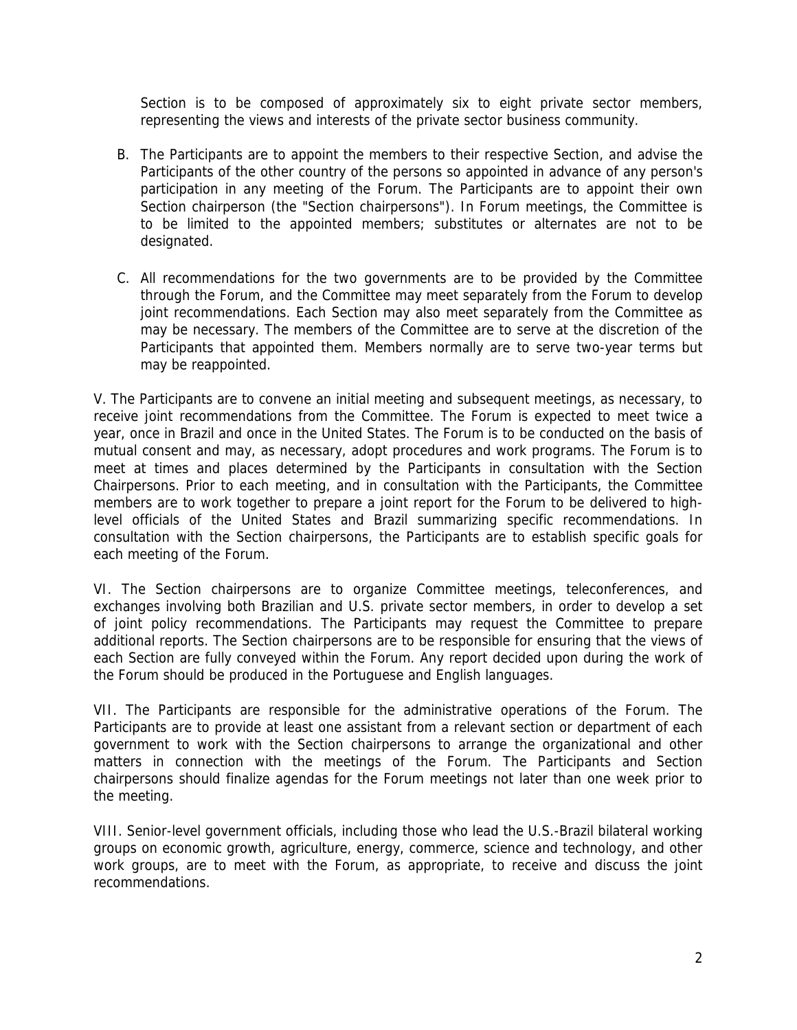Section is to be composed of approximately six to eight private sector members, representing the views and interests of the private sector business community.

B. The Participants are to appoint the members to their respective Section, and advise the Participants of the other country of the persons so appointed in advance of any person's participation in any meeting of the Forum. The Participants are to appoint their own Section chairperson (the "Section chairpersons"). In Forum meetings, the Committee is to be limited to the appointed members; substitutes or alternates are not to be designated.

C. All recommendations for the two governments are to be provided by the Committee through the Forum, and the Committee may meet separately from the Forum to develop joint recommendations. Each Section may also meet separately from the Committee as may be necessary. The members of the Committee are to serve at the discretion of the Participants that appointed them. Members normally are to serve two-year terms but may be reappointed.

V. The Participants are to convene an initial meeting and subsequent meetings, as necessary, to receive joint recommendations from the Committee. The Forum is expected to meet twice a year, once in Brazil and once in the United States. The Forum is to be conducted on the basis of mutual consent and may, as necessary, adopt procedures and work programs. The Forum is to meet at times and places determined by the Participants in consultation with the Section Chairpersons. Prior to each meeting, and in consultation with the Participants, the Committee members are to work together to prepare a joint report for the Forum to be delivered to high-level officials of the United States and Brazil summarizing specific recommendations. In consultation with the Section chairpersons, the Participants are to establish specific goals for each meeting of the Forum.

VI. The Section chairpersons are to organize Committee meetings, teleconferences, and exchanges involving both Brazilian and U.S. private sector members, in order to develop a set of joint policy recommendations. The Participants may request the Committee to prepare additional reports. The Section chairpersons are to be responsible for ensuring that the views of each Section are fully conveyed within the Forum. Any report decided upon during the work of the Forum should be produced in the Portuguese and English languages.

VII. The Participants are responsible for the administrative operations of the Forum. The Participants are to provide at least one assistant from a relevant section or department of each government to work with the Section chairpersons to arrange the organizational and other matters in connection with the meetings of the Forum. The Participants and Section chairpersons should finalize agendas for the Forum meetings not later than one week prior to the meeting.

VIII. Senior-level government officials, including those who lead the U.S.-Brazil bilateral working groups on economic growth, agriculture, energy, commerce, science and technology, and other work groups, are to meet with the Forum, as appropriate, to receive and discuss the joint recommendations.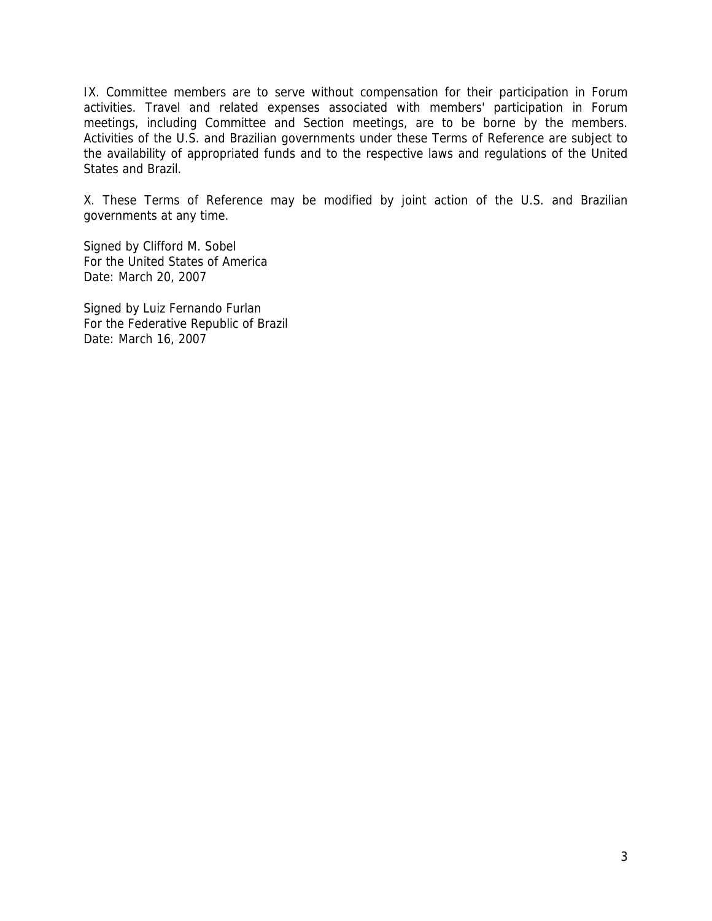IX. Committee members are to serve without compensation for their participation in Forum activities. Travel and related expenses associated with members' participation in Forum meetings, including Committee and Section meetings, are to be borne by the members. Activities of the U.S. and Brazilian governments under these Terms of Reference are subject to the availability of appropriated funds and to the respective laws and regulations of the United States and Brazil.

X. These Terms of Reference may be modified by joint action of the U.S. and Brazilian governments at any time.

Signed by Clifford M. Sobel  
For the United States of America  
Date: March 20, 2007

Signed by Luiz Fernando Furlan  
For the Federative Republic of Brazil  
Date: March 16, 2007